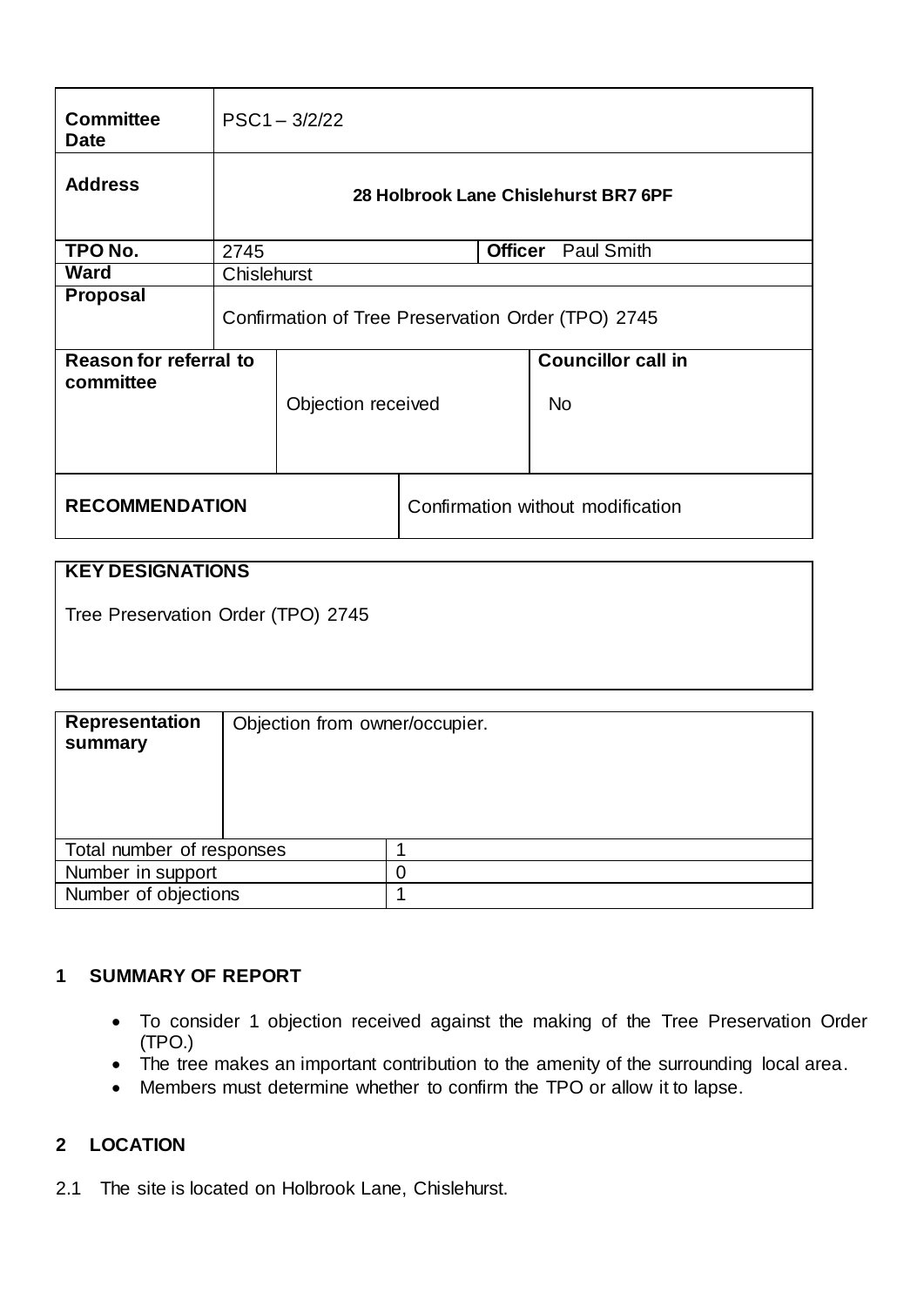| | | | |
|---|---|---|---|
| **Committee Date** | PSC1 – 3/2/22 | | |
| **Address** | **28 Holbrook Lane Chislehurst BR7 6PF** | | |
| **TPO No.** | 2745 | **Officer** | Paul Smith |
| **Ward** | Chislehurst | | |
| **Proposal** | Confirmation of Tree Preservation Order (TPO) 2745 | | |
| **Reason for referral to committee** | Objection received | **Councillor call in** | No |
| **RECOMMENDATION** | Confirmation without modification | | |

| **KEY DESIGNATIONS** |
|---|
| Tree Preservation Order (TPO) 2745 |

| | |
|---|---|
| **Representation summary** | Objection from owner/occupier. |
| Total number of responses | 1 |
| Number in support | 0 |
| Number of objections | 1 |

## 1 SUMMARY OF REPORT

- To consider 1 objection received against the making of the Tree Preservation Order (TPO.)
- The tree makes an important contribution to the amenity of the surrounding local area.
- Members must determine whether to confirm the TPO or allow it to lapse.

## 2 LOCATION

2.1 The site is located on Holbrook Lane, Chislehurst.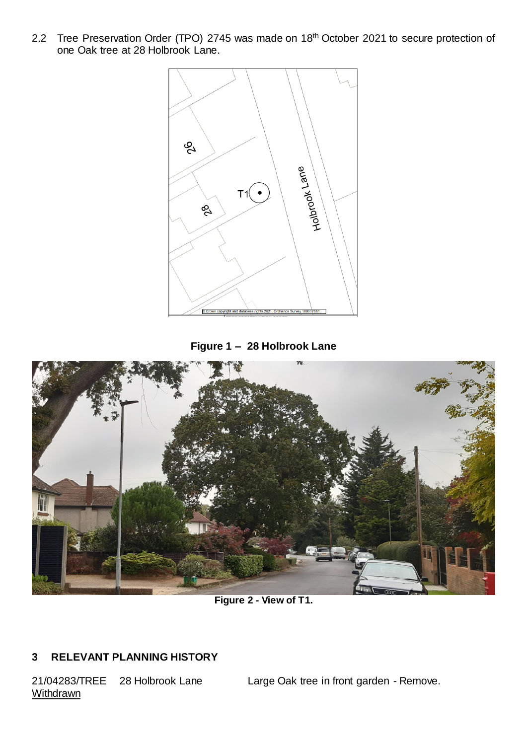2.2 Tree Preservation Order (TPO) 2745 was made on 18th October 2021 to secure protection of one Oak tree at 28 Holbrook Lane.

**Figure 1 – 28 Holbrook Lane**

**Figure 2 - View of T1.**

## 3 RELEVANT PLANNING HISTORY

21/04283/TREE 28 Holbrook Lane Large Oak tree in front garden - Remove.
Withdrawn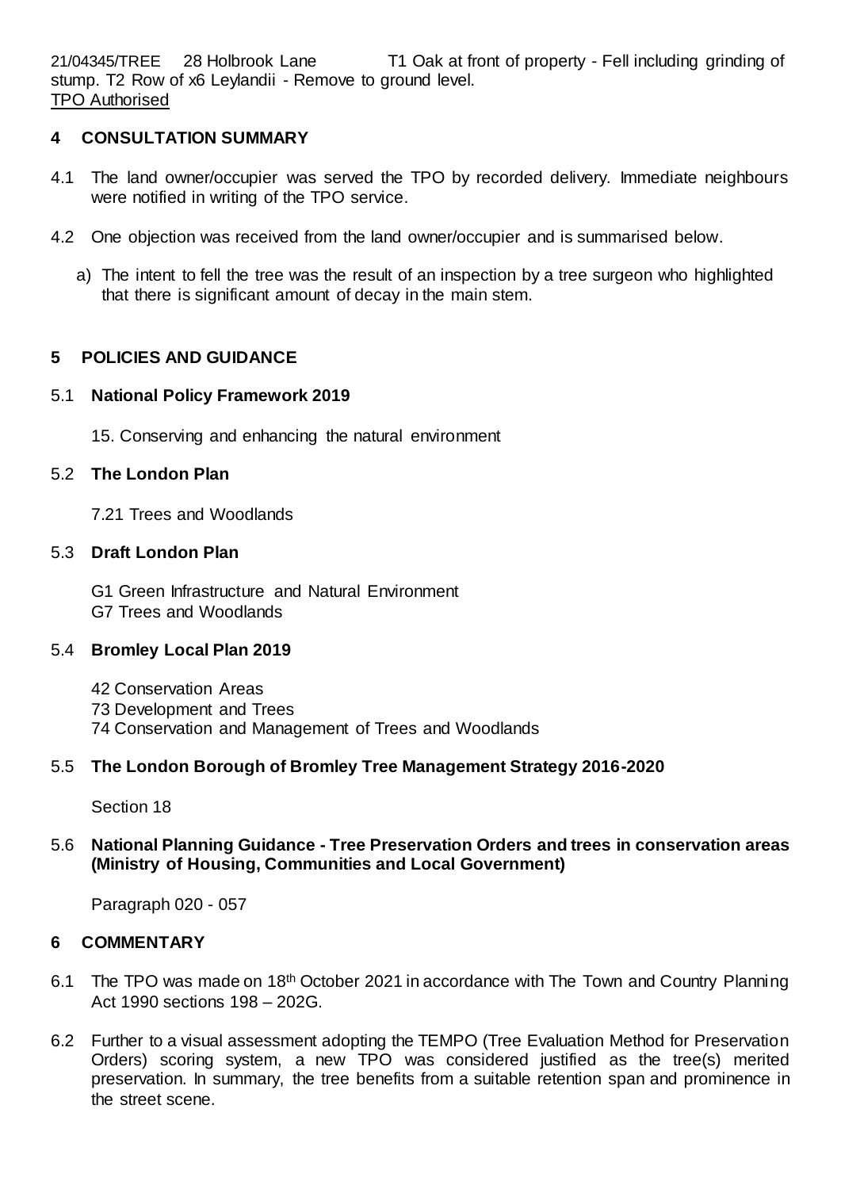21/04345/TREE 28 Holbrook Lane T1 Oak at front of property - Fell including grinding of stump. T2 Row of x6 Leylandii - Remove to ground level.
TPO Authorised

## 4 CONSULTATION SUMMARY

4.1 The land owner/occupier was served the TPO by recorded delivery. Immediate neighbours were notified in writing of the TPO service.

4.2 One objection was received from the land owner/occupier and is summarised below.

a) The intent to fell the tree was the result of an inspection by a tree surgeon who highlighted that there is significant amount of decay in the main stem.

## 5 POLICIES AND GUIDANCE

### 5.1 **National Policy Framework 2019**

15. Conserving and enhancing the natural environment

### 5.2 **The London Plan**

7.21 Trees and Woodlands

### 5.3 **Draft London Plan**

G1 Green Infrastructure and Natural Environment
G7 Trees and Woodlands

### 5.4 **Bromley Local Plan 2019**

42 Conservation Areas
73 Development and Trees
74 Conservation and Management of Trees and Woodlands

### 5.5 **The London Borough of Bromley Tree Management Strategy 2016-2020**

Section 18

### 5.6 **National Planning Guidance - Tree Preservation Orders and trees in conservation areas (Ministry of Housing, Communities and Local Government)**

Paragraph 020 - 057

## 6 COMMENTARY

6.1 The TPO was made on 18th October 2021 in accordance with The Town and Country Planning Act 1990 sections 198 – 202G.

6.2 Further to a visual assessment adopting the TEMPO (Tree Evaluation Method for Preservation Orders) scoring system, a new TPO was considered justified as the tree(s) merited preservation. In summary, the tree benefits from a suitable retention span and prominence in the street scene.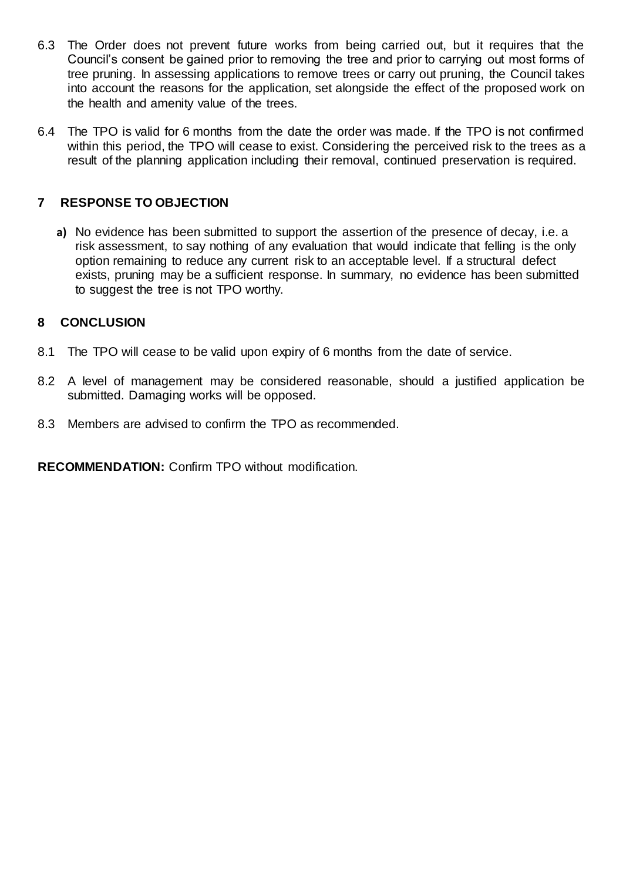6.3 The Order does not prevent future works from being carried out, but it requires that the Council's consent be gained prior to removing the tree and prior to carrying out most forms of tree pruning. In assessing applications to remove trees or carry out pruning, the Council takes into account the reasons for the application, set alongside the effect of the proposed work on the health and amenity value of the trees.

6.4 The TPO is valid for 6 months from the date the order was made. If the TPO is not confirmed within this period, the TPO will cease to exist. Considering the perceived risk to the trees as a result of the planning application including their removal, continued preservation is required.

## 7 RESPONSE TO OBJECTION

**a)** No evidence has been submitted to support the assertion of the presence of decay, i.e. a risk assessment, to say nothing of any evaluation that would indicate that felling is the only option remaining to reduce any current risk to an acceptable level. If a structural defect exists, pruning may be a sufficient response. In summary, no evidence has been submitted to suggest the tree is not TPO worthy.

## 8 CONCLUSION

8.1 The TPO will cease to be valid upon expiry of 6 months from the date of service.

8.2 A level of management may be considered reasonable, should a justified application be submitted. Damaging works will be opposed.

8.3 Members are advised to confirm the TPO as recommended.

**RECOMMENDATION:** Confirm TPO without modification.